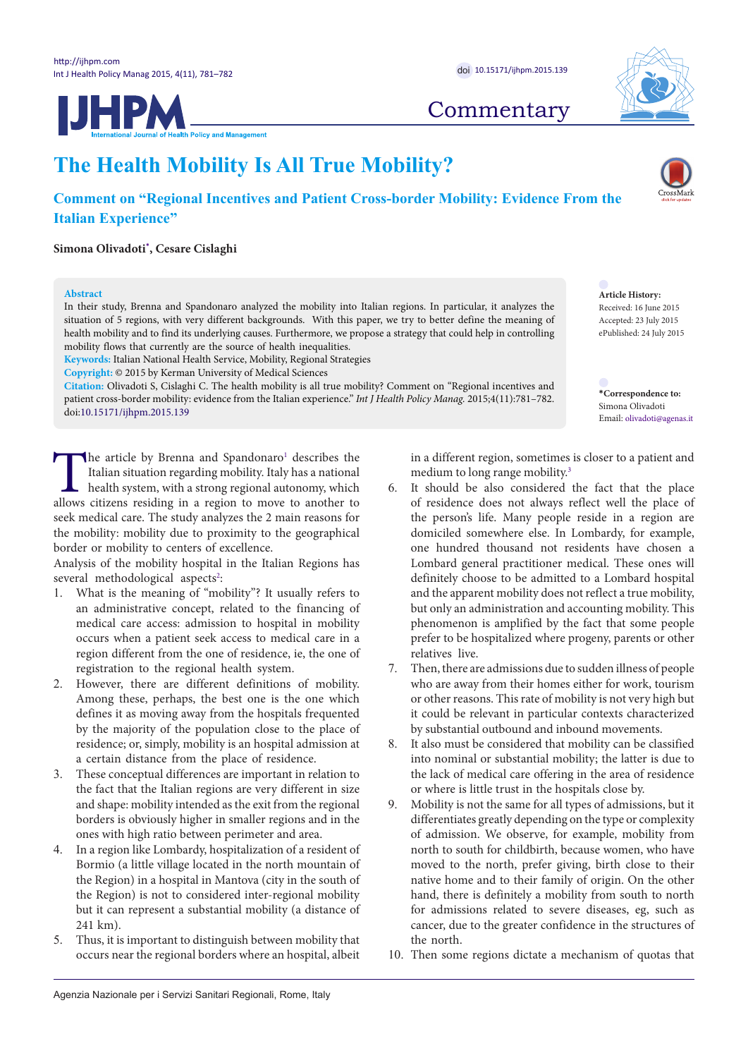# The Health Mobility Is All True Mobility?

## Comment on "Regional Incentives and Patient Cross-border Mobility: Evidence From the Italian Experience"

**Simona Olivadoti*, Cesare Cislaghi**

**Abstract**

In their study, Brenna and Spandonaro analyzed the mobility into Italian regions. In particular, it analyzes the situation of 5 regions, with very different backgrounds. With this paper, we try to better define the meaning of health mobility and to find its underlying causes. Furthermore, we propose a strategy that could help in controlling mobility flows that currently are the source of health inequalities.

**Keywords:** Italian National Health Service, Mobility, Regional Strategies

**Copyright:** © 2015 by Kerman University of Medical Sciences

**Citation:** Olivadoti S, Cislaghi C. The health mobility is all true mobility? Comment on "Regional incentives and patient cross-border mobility: evidence from the Italian experience." *Int J Health Policy Manag.* 2015;4(11):781–782. doi:10.15171/ijhpm.2015.139

**Article History:**
Received: 16 June 2015
Accepted: 23 July 2015
ePublished: 24 July 2015

***Correspondence to:**
Simona Olivadoti
Email: olivadoti@agenas.it

The article by Brenna and Spandonaro[1] describes the Italian situation regarding mobility. Italy has a national health system, with a strong regional autonomy, which allows citizens residing in a region to move to another to seek medical care. The study analyzes the 2 main reasons for the mobility: mobility due to proximity to the geographical border or mobility to centers of excellence.

Analysis of the mobility hospital in the Italian Regions has several methodological aspects[2]:

1. What is the meaning of "mobility"? It usually refers to an administrative concept, related to the financing of medical care access: admission to hospital in mobility occurs when a patient seek access to medical care in a region different from the one of residence, ie, the one of registration to the regional health system.
2. However, there are different definitions of mobility. Among these, perhaps, the best one is the one which defines it as moving away from the hospitals frequented by the majority of the population close to the place of residence; or, simply, mobility is an hospital admission at a certain distance from the place of residence.
3. These conceptual differences are important in relation to the fact that the Italian regions are very different in size and shape: mobility intended as the exit from the regional borders is obviously higher in smaller regions and in the ones with high ratio between perimeter and area.
4. In a region like Lombardy, hospitalization of a resident of Bormio (a little village located in the north mountain of the Region) in a hospital in Mantova (city in the south of the Region) is not to considered inter-regional mobility but it can represent a substantial mobility (a distance of 241 km).
5. Thus, it is important to distinguish between mobility that occurs near the regional borders where an hospital, albeit in a different region, sometimes is closer to a patient and medium to long range mobility.[3]
6. It should be also considered the fact that the place of residence does not always reflect well the place of the person's life. Many people reside in a region are domiciled somewhere else. In Lombardy, for example, one hundred thousand not residents have chosen a Lombard general practitioner medical. These ones will definitely choose to be admitted to a Lombard hospital and the apparent mobility does not reflect a true mobility, but only an administration and accounting mobility. This phenomenon is amplified by the fact that some people prefer to be hospitalized where progeny, parents or other relatives live.
7. Then, there are admissions due to sudden illness of people who are away from their homes either for work, tourism or other reasons. This rate of mobility is not very high but it could be relevant in particular contexts characterized by substantial outbound and inbound movements.
8. It also must be considered that mobility can be classified into nominal or substantial mobility; the latter is due to the lack of medical care offering in the area of residence or where is little trust in the hospitals close by.
9. Mobility is not the same for all types of admissions, but it differentiates greatly depending on the type or complexity of admission. We observe, for example, mobility from north to south for childbirth, because women, who have moved to the north, prefer giving, birth close to their native home and to their family of origin. On the other hand, there is definitely a mobility from south to north for admissions related to severe diseases, eg, such as cancer, due to the greater confidence in the structures of the north.
10. Then some regions dictate a mechanism of quotas that

Agenzia Nazionale per i Servizi Sanitari Regionali, Rome, Italy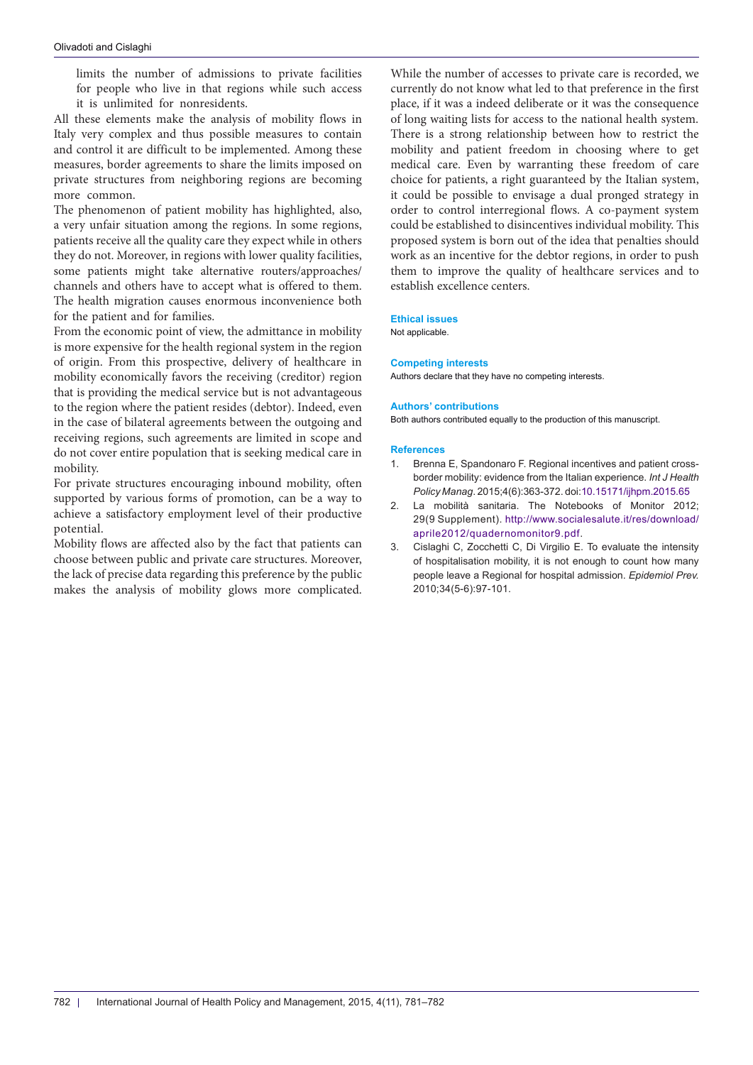limits the number of admissions to private facilities for people who live in that regions while such access it is unlimited for nonresidents.

All these elements make the analysis of mobility flows in Italy very complex and thus possible measures to contain and control it are difficult to be implemented. Among these measures, border agreements to share the limits imposed on private structures from neighboring regions are becoming more common.

The phenomenon of patient mobility has highlighted, also, a very unfair situation among the regions. In some regions, patients receive all the quality care they expect while in others they do not. Moreover, in regions with lower quality facilities, some patients might take alternative routers/approaches/channels and others have to accept what is offered to them. The health migration causes enormous inconvenience both for the patient and for families.

From the economic point of view, the admittance in mobility is more expensive for the health regional system in the region of origin. From this prospective, delivery of healthcare in mobility economically favors the receiving (creditor) region that is providing the medical service but is not advantageous to the region where the patient resides (debtor). Indeed, even in the case of bilateral agreements between the outgoing and receiving regions, such agreements are limited in scope and do not cover entire population that is seeking medical care in mobility.

For private structures encouraging inbound mobility, often supported by various forms of promotion, can be a way to achieve a satisfactory employment level of their productive potential.

Mobility flows are affected also by the fact that patients can choose between public and private care structures. Moreover, the lack of precise data regarding this preference by the public makes the analysis of mobility glows more complicated. While the number of accesses to private care is recorded, we currently do not know what led to that preference in the first place, if it was a indeed deliberate or it was the consequence of long waiting lists for access to the national health system. There is a strong relationship between how to restrict the mobility and patient freedom in choosing where to get medical care. Even by warranting these freedom of care choice for patients, a right guaranteed by the Italian system, it could be possible to envisage a dual pronged strategy in order to control interregional flows. A co-payment system could be established to disincentives individual mobility. This proposed system is born out of the idea that penalties should work as an incentive for the debtor regions, in order to push them to improve the quality of healthcare services and to establish excellence centers.

### Ethical issues

Not applicable.

### Competing interests

Authors declare that they have no competing interests.

### Authors' contributions

Both authors contributed equally to the production of this manuscript.

### References

1. Brenna E, Spandonaro F. Regional incentives and patient cross-border mobility: evidence from the Italian experience. *Int J Health Policy Manag*. 2015;4(6):363-372. doi:10.15171/ijhpm.2015.65
2. La mobilità sanitaria. The Notebooks of Monitor 2012; 29(9 Supplement). http://www.socialesalute.it/res/download/aprile2012/quadernomonitor9.pdf.
3. Cislaghi C, Zocchetti C, Di Virgilio E. To evaluate the intensity of hospitalisation mobility, it is not enough to count how many people leave a Regional for hospital admission. *Epidemiol Prev.* 2010;34(5-6):97-101.